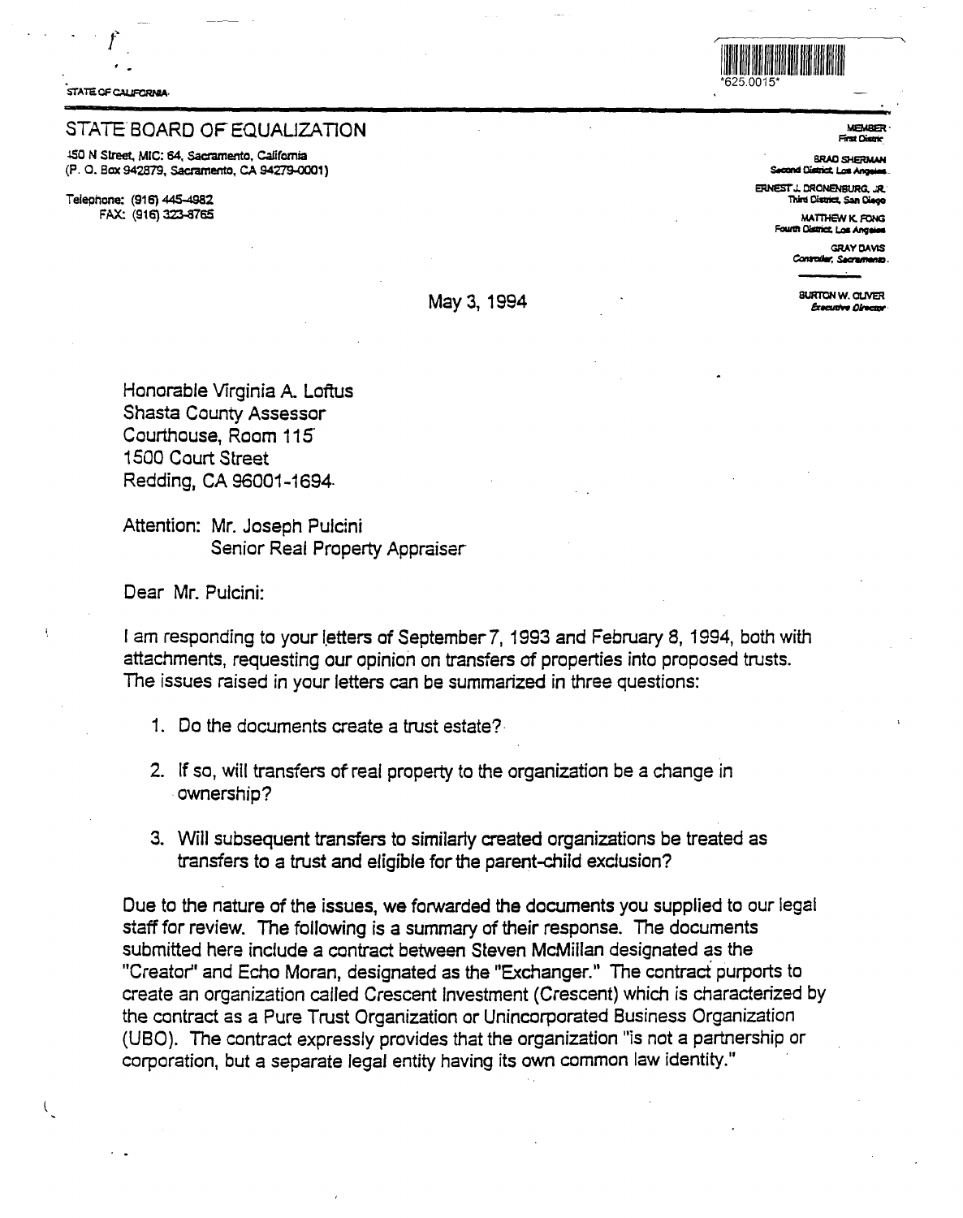STATE OF CALIFORNIA

\*625.0015\*

# STATE BOARD OF EQUALIZATION

450 N Street, MIC: 64, Sacramento, California
(P. O. Box 942879, Sacramento, CA 94279-0001)

Telephone: (916) 445-4982
FAX: (916) 323-8765

MEMBER
First District

BRAD SHERMAN
Second District, Los Angeles

ERNEST J. DRONENBURG, JR.
Third District, San Diego

MATTHEW K. FONG
Fourth District, Los Angeles

GRAY DAVIS
Controller, Sacramento

BURTON W. OLIVER
*Executive Director*

May 3, 1994

Honorable Virginia A. Loftus
Shasta County Assessor
Courthouse, Room 115
1500 Court Street
Redding, CA 96001-1694

Attention: Mr. Joseph Pulcini
Senior Real Property Appraiser

Dear Mr. Pulcini:

I am responding to your letters of September 7, 1993 and February 8, 1994, both with attachments, requesting our opinion on transfers of properties into proposed trusts. The issues raised in your letters can be summarized in three questions:

1. Do the documents create a trust estate?
2. If so, will transfers of real property to the organization be a change in ownership?
3. Will subsequent transfers to similarly created organizations be treated as transfers to a trust and eligible for the parent-child exclusion?

Due to the nature of the issues, we forwarded the documents you supplied to our legal staff for review. The following is a summary of their response. The documents submitted here include a contract between Steven McMillan designated as the "Creator" and Echo Moran, designated as the "Exchanger." The contract purports to create an organization called Crescent Investment (Crescent) which is characterized by the contract as a Pure Trust Organization or Unincorporated Business Organization (UBO). The contract expressly provides that the organization "is not a partnership or corporation, but a separate legal entity having its own common law identity."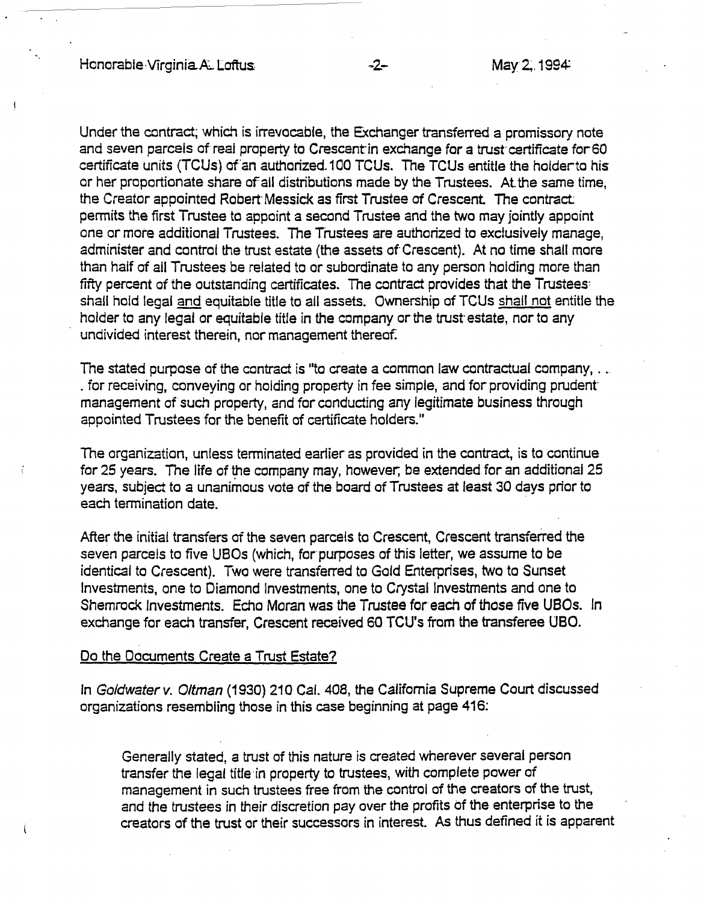Under the contract; which is irrevocable, the Exchanger transferred a promissory note and seven parcels of real property to Crescent in exchange for a trust certificate for 60 certificate units (TCUs) of an authorized 100 TCUs. The TCUs entitle the holder to his or her proportionate share of all distributions made by the Trustees. At the same time, the Creator appointed Robert Messick as first Trustee of Crescent. The contract permits the first Trustee to appoint a second Trustee and the two may jointly appoint one or more additional Trustees. The Trustees are authorized to exclusively manage, administer and control the trust estate (the assets of Crescent). At no time shall more than half of all Trustees be related to or subordinate to any person holding more than fifty percent of the outstanding certificates. The contract provides that the Trustees shall hold legal and equitable title to all assets. Ownership of TCUs shall not entitle the holder to any legal or equitable title in the company or the trust estate, nor to any undivided interest therein, nor management thereof.

The stated purpose of the contract is "to create a common law contractual company, . . . for receiving, conveying or holding property in fee simple, and for providing prudent management of such property, and for conducting any legitimate business through appointed Trustees for the benefit of certificate holders."

The organization, unless terminated earlier as provided in the contract, is to continue for 25 years. The life of the company may, however, be extended for an additional 25 years, subject to a unanimous vote of the board of Trustees at least 30 days prior to each termination date.

After the initial transfers of the seven parcels to Crescent, Crescent transferred the seven parcels to five UBOs (which, for purposes of this letter, we assume to be identical to Crescent). Two were transferred to Gold Enterprises, two to Sunset Investments, one to Diamond Investments, one to Crystal Investments and one to Shemrock Investments. Echo Moran was the Trustee for each of those five UBOs. In exchange for each transfer, Crescent received 60 TCU's from the transferee UBO.

<u>Do the Documents Create a Trust Estate?</u>

In *Goldwater v. Oltman* (1930) 210 Cal. 408, the California Supreme Court discussed organizations resembling those in this case beginning at page 416:

> Generally stated, a trust of this nature is created wherever several person transfer the legal title in property to trustees, with complete power of management in such trustees free from the control of the creators of the trust, and the trustees in their discretion pay over the profits of the enterprise to the creators of the trust or their successors in interest. As thus defined it is apparent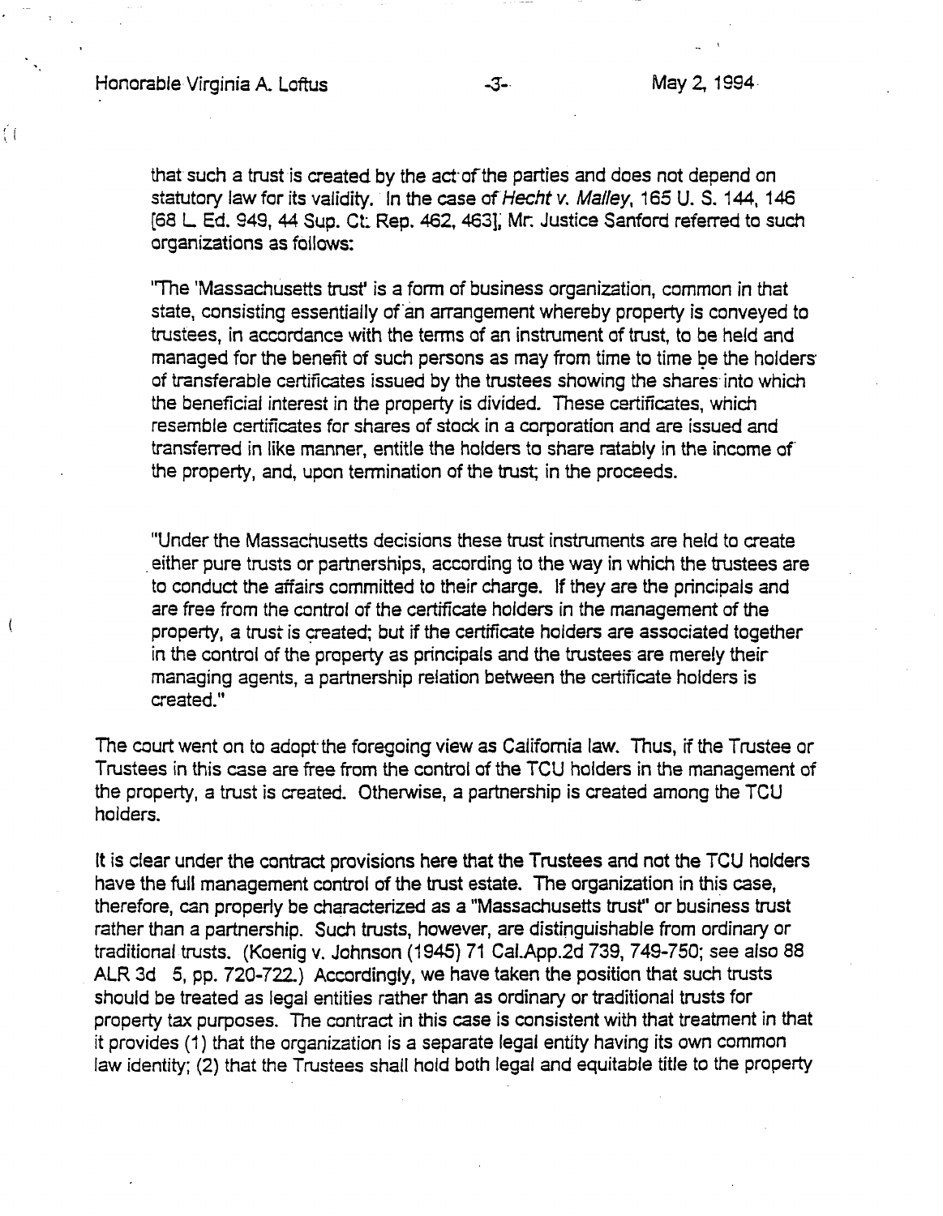that such a trust is created by the act of the parties and does not depend on statutory law for its validity. In the case of *Hecht v. Malley*, 165 U. S. 144, 146 [68 L. Ed. 949, 44 Sup. Ct. Rep. 462, 463], Mr. Justice Sanford referred to such organizations as follows:

"The 'Massachusetts trust' is a form of business organization, common in that state, consisting essentially of an arrangement whereby property is conveyed to trustees, in accordance with the terms of an instrument of trust, to be held and managed for the benefit of such persons as may from time to time be the holders of transferable certificates issued by the trustees showing the shares into which the beneficial interest in the property is divided. These certificates, which resemble certificates for shares of stock in a corporation and are issued and transferred in like manner, entitle the holders to share ratably in the income of the property, and, upon termination of the trust, in the proceeds.

"Under the Massachusetts decisions these trust instruments are held to create either pure trusts or partnerships, according to the way in which the trustees are to conduct the affairs committed to their charge. If they are the principals and are free from the control of the certificate holders in the management of the property, a trust is created; but if the certificate holders are associated together in the control of the property as principals and the trustees are merely their managing agents, a partnership relation between the certificate holders is created."

The court went on to adopt the foregoing view as California law. Thus, if the Trustee or Trustees in this case are free from the control of the TCU holders in the management of the property, a trust is created. Otherwise, a partnership is created among the TCU holders.

It is clear under the contract provisions here that the Trustees and not the TCU holders have the full management control of the trust estate. The organization in this case, therefore, can properly be characterized as a "Massachusetts trust" or business trust rather than a partnership. Such trusts, however, are distinguishable from ordinary or traditional trusts. (Koenig v. Johnson (1945) 71 Cal.App.2d 739, 749-750; see also 88 ALR 3d 5, pp. 720-722.) Accordingly, we have taken the position that such trusts should be treated as legal entities rather than as ordinary or traditional trusts for property tax purposes. The contract in this case is consistent with that treatment in that it provides (1) that the organization is a separate legal entity having its own common law identity; (2) that the Trustees shall hold both legal and equitable title to the property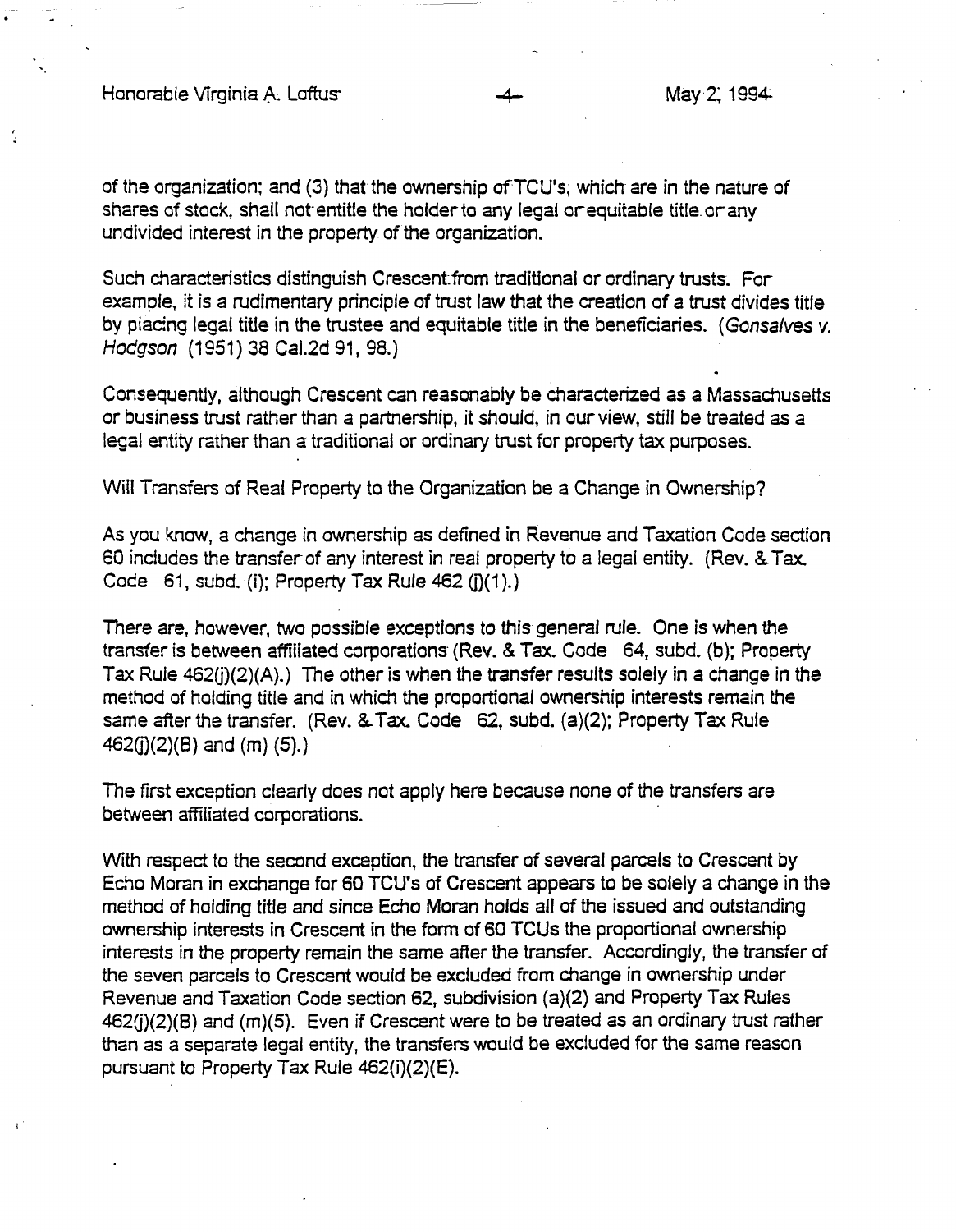of the organization; and (3) that the ownership of TCU's, which are in the nature of shares of stock, shall not entitle the holder to any legal or equitable title or any undivided interest in the property of the organization.

Such characteristics distinguish Crescent from traditional or ordinary trusts. For example, it is a rudimentary principle of trust law that the creation of a trust divides title by placing legal title in the trustee and equitable title in the beneficiaries. (*Gonsalves v. Hodgson* (1951) 38 Cal.2d 91, 98.)

Consequently, although Crescent can reasonably be characterized as a Massachusetts or business trust rather than a partnership, it should, in our view, still be treated as a legal entity rather than a traditional or ordinary trust for property tax purposes.

Will Transfers of Real Property to the Organization be a Change in Ownership?

As you know, a change in ownership as defined in Revenue and Taxation Code section 60 includes the transfer of any interest in real property to a legal entity. (Rev. & Tax. Code 61, subd. (i); Property Tax Rule 462 (j)(1).)

There are, however, two possible exceptions to this general rule. One is when the transfer is between affiliated corporations (Rev. & Tax. Code 64, subd. (b); Property Tax Rule 462(j)(2)(A).) The other is when the transfer results solely in a change in the method of holding title and in which the proportional ownership interests remain the same after the transfer. (Rev. & Tax. Code 62, subd. (a)(2); Property Tax Rule 462(j)(2)(B) and (m) (5).)

The first exception clearly does not apply here because none of the transfers are between affiliated corporations.

With respect to the second exception, the transfer of several parcels to Crescent by Echo Moran in exchange for 60 TCU's of Crescent appears to be solely a change in the method of holding title and since Echo Moran holds all of the issued and outstanding ownership interests in Crescent in the form of 60 TCUs the proportional ownership interests in the property remain the same after the transfer. Accordingly, the transfer of the seven parcels to Crescent would be excluded from change in ownership under Revenue and Taxation Code section 62, subdivision (a)(2) and Property Tax Rules 462(j)(2)(B) and (m)(5). Even if Crescent were to be treated as an ordinary trust rather than as a separate legal entity, the transfers would be excluded for the same reason pursuant to Property Tax Rule 462(i)(2)(E).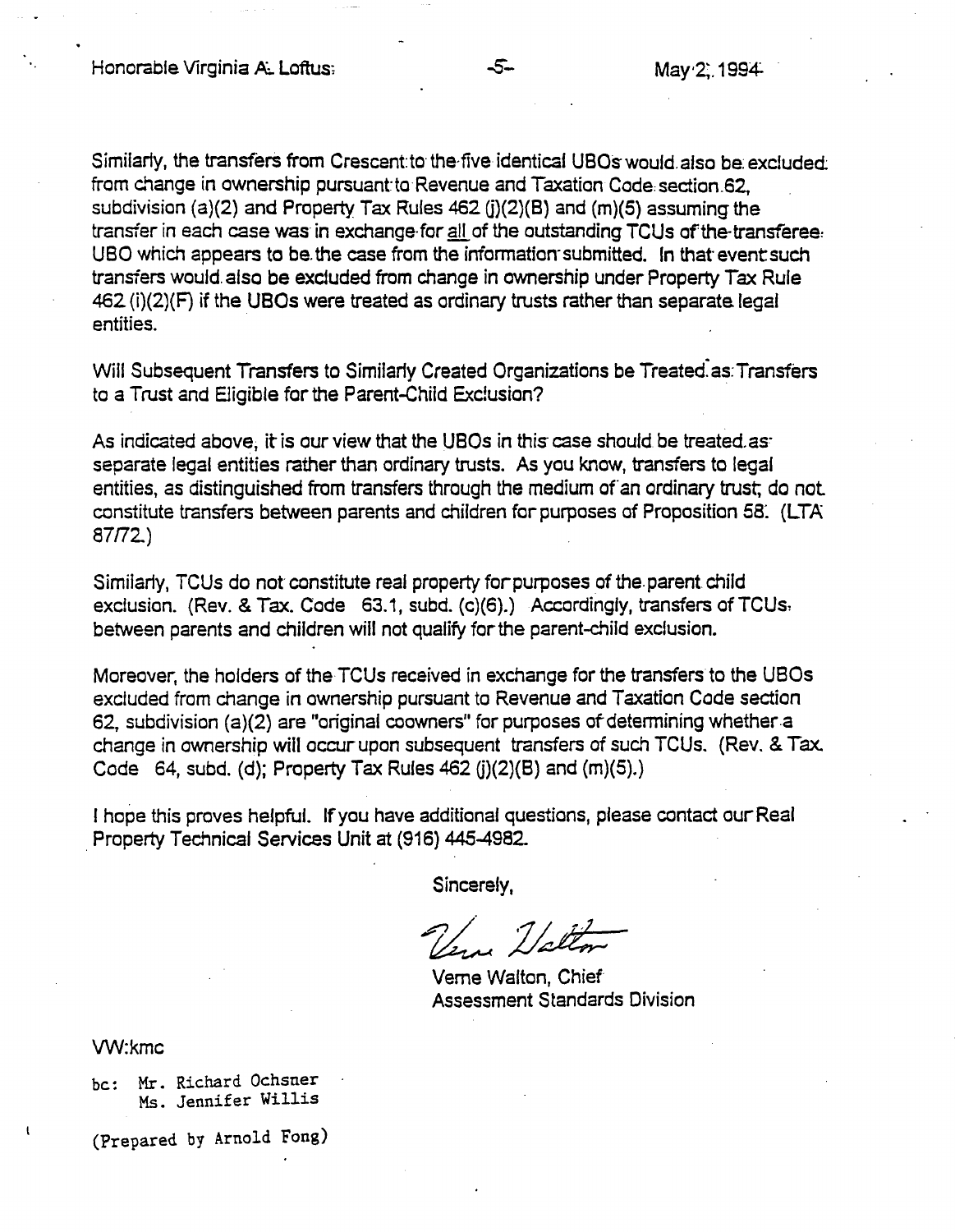Similarly, the transfers from Crescent to the five identical UBOs would also be excluded from change in ownership pursuant to Revenue and Taxation Code section 62, subdivision (a)(2) and Property Tax Rules 462 (j)(2)(B) and (m)(5) assuming the transfer in each case was in exchange for all of the outstanding TCUs of the transferee UBO which appears to be the case from the information submitted. In that event such transfers would also be excluded from change in ownership under Property Tax Rule 462 (i)(2)(F) if the UBOs were treated as ordinary trusts rather than separate legal entities.

Will Subsequent Transfers to Similarly Created Organizations be Treated as Transfers to a Trust and Eligible for the Parent-Child Exclusion?

As indicated above, it is our view that the UBOs in this case should be treated as separate legal entities rather than ordinary trusts. As you know, transfers to legal entities, as distinguished from transfers through the medium of an ordinary trust, do not constitute transfers between parents and children for purposes of Proposition 58. (LTA 87/72.)

Similarly, TCUs do not constitute real property for purposes of the parent child exclusion. (Rev. & Tax. Code 63.1, subd. (c)(6).) Accordingly, transfers of TCUs between parents and children will not qualify for the parent-child exclusion.

Moreover, the holders of the TCUs received in exchange for the transfers to the UBOs excluded from change in ownership pursuant to Revenue and Taxation Code section 62, subdivision (a)(2) are "original coowners" for purposes of determining whether a change in ownership will occur upon subsequent transfers of such TCUs. (Rev. & Tax. Code 64, subd. (d); Property Tax Rules 462 (j)(2)(B) and (m)(5).)

I hope this proves helpful. If you have additional questions, please contact our Real Property Technical Services Unit at (916) 445-4982.

Sincerely,

Verne Walton

Verne Walton, Chief
Assessment Standards Division

VW:kmc

bc: Mr. Richard Ochsner
Ms. Jennifer Willis

(Prepared by Arnold Fong)